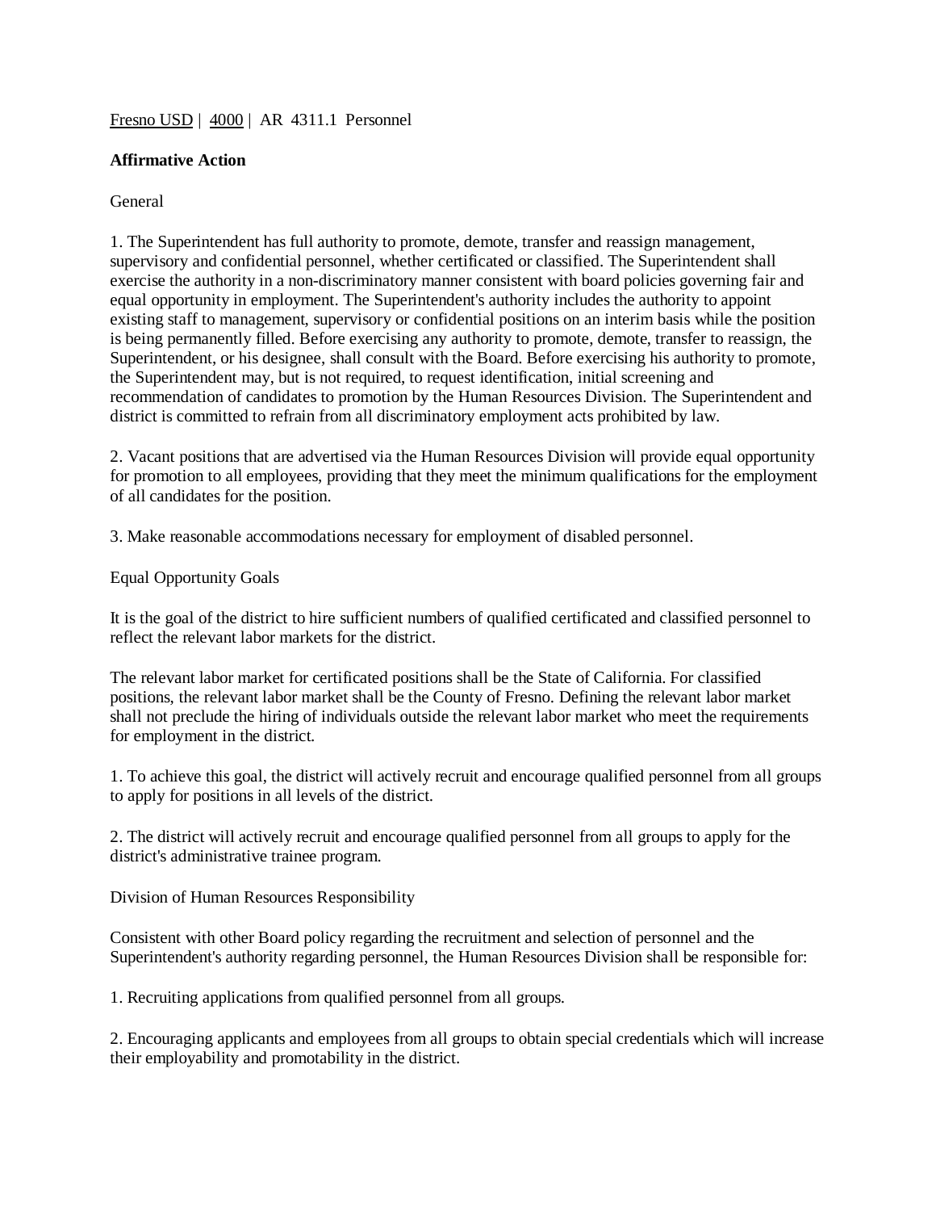Fresno USD | 4000 | AR 4311.1 Personnel

**Affirmative Action**

General

1. The Superintendent has full authority to promote, demote, transfer and reassign management, supervisory and confidential personnel, whether certificated or classified. The Superintendent shall exercise the authority in a non-discriminatory manner consistent with board policies governing fair and equal opportunity in employment. The Superintendent's authority includes the authority to appoint existing staff to management, supervisory or confidential positions on an interim basis while the position is being permanently filled. Before exercising any authority to promote, demote, transfer to reassign, the Superintendent, or his designee, shall consult with the Board. Before exercising his authority to promote, the Superintendent may, but is not required, to request identification, initial screening and recommendation of candidates to promotion by the Human Resources Division. The Superintendent and district is committed to refrain from all discriminatory employment acts prohibited by law.

2. Vacant positions that are advertised via the Human Resources Division will provide equal opportunity for promotion to all employees, providing that they meet the minimum qualifications for the employment of all candidates for the position.

3. Make reasonable accommodations necessary for employment of disabled personnel.

Equal Opportunity Goals

It is the goal of the district to hire sufficient numbers of qualified certificated and classified personnel to reflect the relevant labor markets for the district.

The relevant labor market for certificated positions shall be the State of California. For classified positions, the relevant labor market shall be the County of Fresno. Defining the relevant labor market shall not preclude the hiring of individuals outside the relevant labor market who meet the requirements for employment in the district.

1. To achieve this goal, the district will actively recruit and encourage qualified personnel from all groups to apply for positions in all levels of the district.

2. The district will actively recruit and encourage qualified personnel from all groups to apply for the district's administrative trainee program.

Division of Human Resources Responsibility

Consistent with other Board policy regarding the recruitment and selection of personnel and the Superintendent's authority regarding personnel, the Human Resources Division shall be responsible for:

1. Recruiting applications from qualified personnel from all groups.

2. Encouraging applicants and employees from all groups to obtain special credentials which will increase their employability and promotability in the district.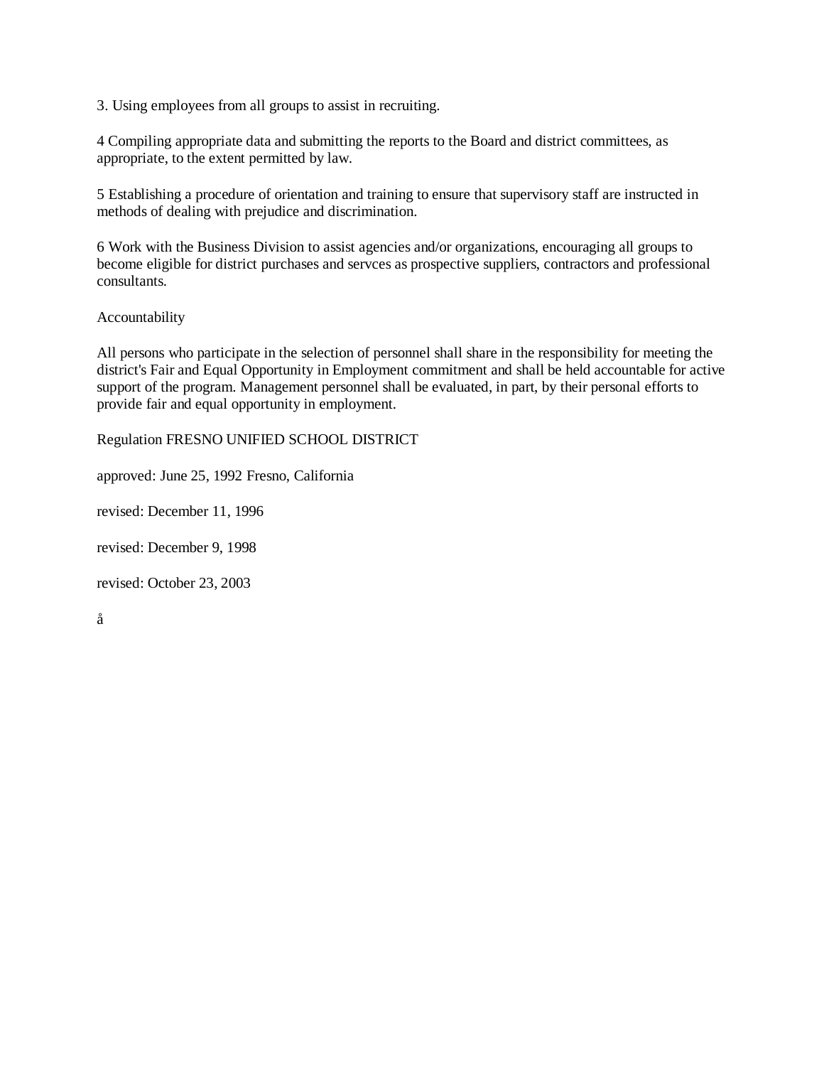3. Using employees from all groups to assist in recruiting.

4 Compiling appropriate data and submitting the reports to the Board and district committees, as appropriate, to the extent permitted by law.

5 Establishing a procedure of orientation and training to ensure that supervisory staff are instructed in methods of dealing with prejudice and discrimination.

6 Work with the Business Division to assist agencies and/or organizations, encouraging all groups to become eligible for district purchases and servces as prospective suppliers, contractors and professional consultants.

Accountability

All persons who participate in the selection of personnel shall share in the responsibility for meeting the district's Fair and Equal Opportunity in Employment commitment and shall be held accountable for active support of the program. Management personnel shall be evaluated, in part, by their personal efforts to provide fair and equal opportunity in employment.

Regulation FRESNO UNIFIED SCHOOL DISTRICT

approved: June 25, 1992 Fresno, California

revised: December 11, 1996

revised: December 9, 1998

revised: October 23, 2003

å